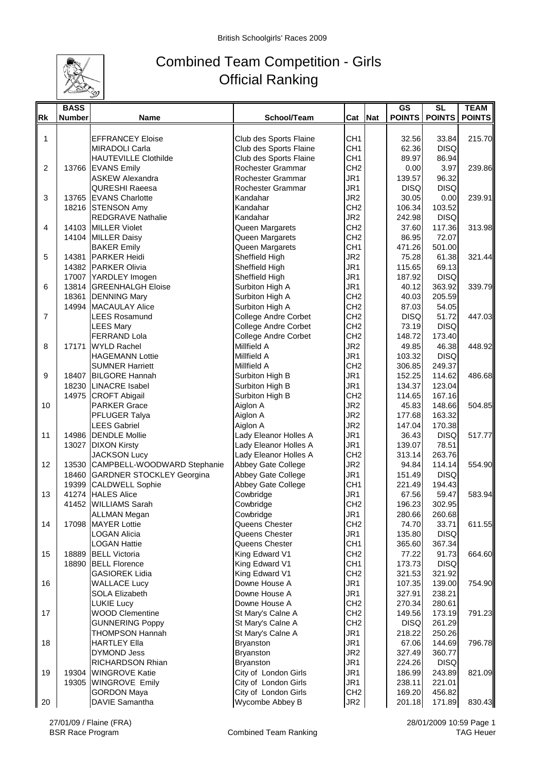# Combined Team Competition - Girls
## Official Ranking

| Rk | BASS Number | Name | School/Team | Cat | Nat | GS POINTS | SL POINTS | TEAM POINTS |
|---|---|---|---|---|---|---|---|---|
| 1 | | EFFRANCEY Eloise | Club des Sports Flaine | CH1 | | 32.56 | 33.84 | 215.70 |
| | | MIRADOLI Carla | Club des Sports Flaine | CH1 | | 62.36 | DISQ | |
| | | HAUTEVILLE Clothilde | Club des Sports Flaine | CH1 | | 89.97 | 86.94 | |
| 2 | 13766 | EVANS Emily | Rochester Grammar | CH2 | | 0.00 | 3.97 | 239.86 |
| | | ASKEW Alexandra | Rochester Grammar | JR1 | | 139.57 | 96.32 | |
| | | QURESHI Raeesa | Rochester Grammar | JR1 | | DISQ | DISQ | |
| 3 | 13765 | EVANS Charlotte | Kandahar | JR2 | | 30.05 | 0.00 | 239.91 |
| | 18216 | STENSON Amy | Kandahar | CH2 | | 106.34 | 103.52 | |
| | | REDGRAVE Nathalie | Kandahar | JR2 | | 242.98 | DISQ | |
| 4 | 14103 | MILLER Violet | Queen Margarets | CH2 | | 37.60 | 117.36 | 313.98 |
| | 14104 | MILLER Daisy | Queen Margarets | CH2 | | 86.95 | 72.07 | |
| | | BAKER Emily | Queen Margarets | CH1 | | 471.26 | 501.00 | |
| 5 | 14381 | PARKER Heidi | Sheffield High | JR2 | | 75.28 | 61.38 | 321.44 |
| | 14382 | PARKER Olivia | Sheffield High | JR1 | | 115.65 | 69.13 | |
| | 17007 | YARDLEY Imogen | Sheffield High | JR1 | | 187.92 | DISQ | |
| 6 | 13814 | GREENHALGH Eloise | Surbiton High A | JR1 | | 40.12 | 363.92 | 339.79 |
| | 18361 | DENNING Mary | Surbiton High A | CH2 | | 40.03 | 205.59 | |
| | 14994 | MACAULAY Alice | Surbiton High A | CH2 | | 87.03 | 54.05 | |
| 7 | | LEES Rosamund | College Andre Corbet | CH2 | | DISQ | 51.72 | 447.03 |
| | | LEES Mary | College Andre Corbet | CH2 | | 73.19 | DISQ | |
| | | FERRAND Lola | College Andre Corbet | CH2 | | 148.72 | 173.40 | |
| 8 | 17171 | WYLD Rachel | Millfield A | JR2 | | 49.85 | 46.38 | 448.92 |
| | | HAGEMANN Lottie | Millfield A | JR1 | | 103.32 | DISQ | |
| | | SUMNER Harriett | Millfield A | CH2 | | 306.85 | 249.37 | |
| 9 | 18407 | BILGORE Hannah | Surbiton High B | JR1 | | 152.25 | 114.62 | 486.68 |
| | 18230 | LINACRE Isabel | Surbiton High B | JR1 | | 134.37 | 123.04 | |
| | 14975 | CROFT Abigail | Surbiton High B | CH2 | | 114.65 | 167.16 | |
| 10 | | PARKER Grace | Aiglon A | JR2 | | 45.83 | 148.66 | 504.85 |
| | | PFLUGER Talya | Aiglon A | JR2 | | 177.68 | 163.32 | |
| | | LEES Gabriel | Aiglon A | JR2 | | 147.04 | 170.38 | |
| 11 | 14986 | DENDLE Mollie | Lady Eleanor Holles A | JR1 | | 36.43 | DISQ | 517.77 |
| | 13027 | DIXON Kirsty | Lady Eleanor Holles A | JR1 | | 139.07 | 78.51 | |
| | | JACKSON Lucy | Lady Eleanor Holles A | CH2 | | 313.14 | 263.76 | |
| 12 | 13530 | CAMPBELL-WOODWARD Stephanie | Abbey Gate College | JR2 | | 94.84 | 114.14 | 554.90 |
| | 18460 | GARDNER STOCKLEY Georgina | Abbey Gate College | JR1 | | 151.49 | DISQ | |
| | 19399 | CALDWELL Sophie | Abbey Gate College | CH1 | | 221.49 | 194.43 | |
| 13 | 41274 | HALES Alice | Cowbridge | JR1 | | 67.56 | 59.47 | 583.94 |
| | 41452 | WILLIAMS Sarah | Cowbridge | CH2 | | 196.23 | 302.95 | |
| | | ALLMAN Megan | Cowbridge | JR1 | | 280.66 | 260.68 | |
| 14 | 17098 | MAYER Lottie | Queens Chester | CH2 | | 74.70 | 33.71 | 611.55 |
| | | LOGAN Alicia | Queens Chester | JR1 | | 135.80 | DISQ | |
| | | LOGAN Hattie | Queens Chester | CH1 | | 365.60 | 367.34 | |
| 15 | 18889 | BELL Victoria | King Edward V1 | CH2 | | 77.22 | 91.73 | 664.60 |
| | 18890 | BELL Florence | King Edward V1 | CH1 | | 173.73 | DISQ | |
| | | GASIOREK Lidia | King Edward V1 | CH2 | | 321.53 | 321.92 | |
| 16 | | WALLACE Lucy | Downe House A | JR1 | | 107.35 | 139.00 | 754.90 |
| | | SOLA Elizabeth | Downe House A | JR1 | | 327.91 | 238.21 | |
| | | LUKIE Lucy | Downe House A | CH2 | | 270.34 | 280.61 | |
| 17 | | WOOD Clementine | St Mary's Calne A | CH2 | | 149.56 | 173.19 | 791.23 |
| | | GUNNERING Poppy | St Mary's Calne A | CH2 | | DISQ | 261.29 | |
| | | THOMPSON Hannah | St Mary's Calne A | JR1 | | 218.22 | 250.26 | |
| 18 | | HARTLEY Ella | Bryanston | JR1 | | 67.06 | 144.69 | 796.78 |
| | | DYMOND Jess | Bryanston | JR2 | | 327.49 | 360.77 | |
| | | RICHARDSON Rhian | Bryanston | JR1 | | 224.26 | DISQ | |
| 19 | 19304 | WINGROVE Katie | City of London Girls | JR1 | | 186.99 | 243.89 | 821.09 |
| | 19305 | WINGROVE Emily | City of London Girls | JR1 | | 238.11 | 221.01 | |
| | | GORDON Maya | City of London Girls | CH2 | | 169.20 | 456.82 | |
| 20 | | DAVIE Samantha | Wycombe Abbey B | JR2 | | 201.18 | 171.89 | 830.43 |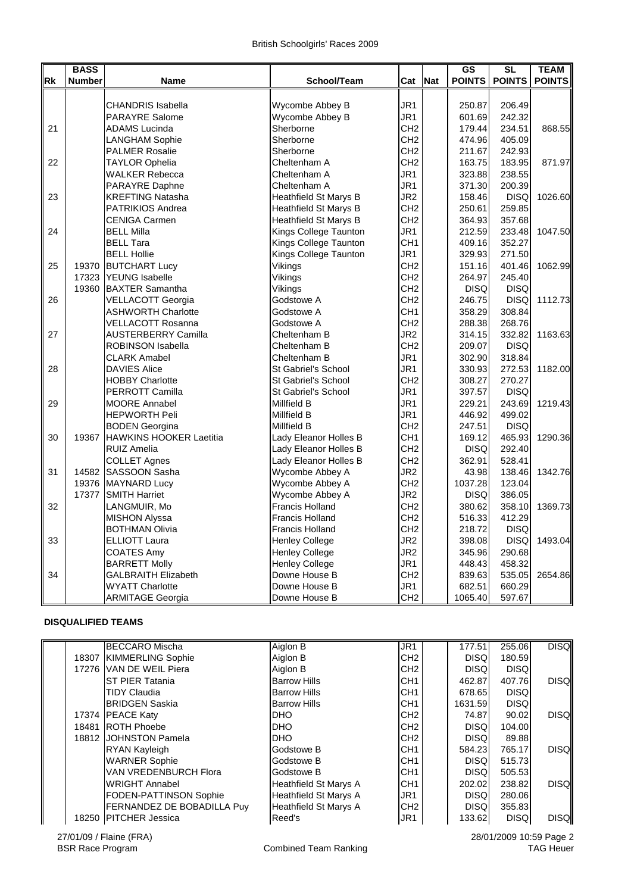# British Schoolgirls' Races 2009

| Rk | BASS Number | Name | School/Team | Cat | Nat | GS POINTS | SL POINTS | TEAM POINTS |
|---|---|---|---|---|---|---|---|---|
| | | CHANDRIS Isabella | Wycombe Abbey B | JR1 | | 250.87 | 206.49 | |
| | | PARAYRE Salome | Wycombe Abbey B | JR1 | | 601.69 | 242.32 | |
| 21 | | ADAMS Lucinda | Sherborne | CH2 | | 179.44 | 234.51 | 868.55 |
| | | LANGHAM Sophie | Sherborne | CH2 | | 474.96 | 405.09 | |
| | | PALMER Rosalie | Sherborne | CH2 | | 211.67 | 242.93 | |
| 22 | | TAYLOR Ophelia | Cheltenham A | CH2 | | 163.75 | 183.95 | 871.97 |
| | | WALKER Rebecca | Cheltenham A | JR1 | | 323.88 | 238.55 | |
| | | PARAYRE Daphne | Cheltenham A | JR1 | | 371.30 | 200.39 | |
| 23 | | KREFTING Natasha | Heathfield St Marys B | JR2 | | 158.46 | DISQ | 1026.60 |
| | | PATRIKIOS Andrea | Heathfield St Marys B | CH2 | | 250.61 | 259.85 | |
| | | CENIGA Carmen | Heathfield St Marys B | CH2 | | 364.93 | 357.68 | |
| 24 | | BELL Milla | Kings College Taunton | JR1 | | 212.59 | 233.48 | 1047.50 |
| | | BELL Tara | Kings College Taunton | CH1 | | 409.16 | 352.27 | |
| | | BELL Hollie | Kings College Taunton | JR1 | | 329.93 | 271.50 | |
| 25 | 19370 | BUTCHART Lucy | Vikings | CH2 | | 151.16 | 401.46 | 1062.99 |
| | 17323 | YEUNG Isabelle | Vikings | CH2 | | 264.97 | 245.40 | |
| | 19360 | BAXTER Samantha | Vikings | CH2 | | DISQ | DISQ | |
| 26 | | VELLACOTT Georgia | Godstowe A | CH2 | | 246.75 | DISQ | 1112.73 |
| | | ASHWORTH Charlotte | Godstowe A | CH1 | | 358.29 | 308.84 | |
| | | VELLACOTT Rosanna | Godstowe A | CH2 | | 288.38 | 268.76 | |
| 27 | | AUSTERBERRY Camilla | Cheltenham B | JR2 | | 314.15 | 332.82 | 1163.63 |
| | | ROBINSON Isabella | Cheltenham B | CH2 | | 209.07 | DISQ | |
| | | CLARK Amabel | Cheltenham B | JR1 | | 302.90 | 318.84 | |
| 28 | | DAVIES Alice | St Gabriel's School | JR1 | | 330.93 | 272.53 | 1182.00 |
| | | HOBBY Charlotte | St Gabriel's School | CH2 | | 308.27 | 270.27 | |
| | | PERROTT Camilla | St Gabriel's School | JR1 | | 397.57 | DISQ | |
| 29 | | MOORE Annabel | Millfield B | JR1 | | 229.21 | 243.69 | 1219.43 |
| | | HEPWORTH Peli | Millfield B | JR1 | | 446.92 | 499.02 | |
| | | BODEN Georgina | Millfield B | CH2 | | 247.51 | DISQ | |
| 30 | 19367 | HAWKINS HOOKER Laetitia | Lady Eleanor Holles B | CH1 | | 169.12 | 465.93 | 1290.36 |
| | | RUIZ Amelia | Lady Eleanor Holles B | CH2 | | DISQ | 292.40 | |
| | | COLLET Agnes | Lady Eleanor Holles B | CH2 | | 362.91 | 528.41 | |
| 31 | 14582 | SASSOON Sasha | Wycombe Abbey A | JR2 | | 43.98 | 138.46 | 1342.76 |
| | 19376 | MAYNARD Lucy | Wycombe Abbey A | CH2 | | 1037.28 | 123.04 | |
| | 17377 | SMITH Harriet | Wycombe Abbey A | JR2 | | DISQ | 386.05 | |
| 32 | | LANGMUIR, Mo | Francis Holland | CH2 | | 380.62 | 358.10 | 1369.73 |
| | | MISHON Alyssa | Francis Holland | CH2 | | 516.33 | 412.29 | |
| | | BOTHMAN Olivia | Francis Holland | CH2 | | 218.72 | DISQ | |
| 33 | | ELLIOTT Laura | Henley College | JR2 | | 398.08 | DISQ | 1493.04 |
| | | COATES Amy | Henley College | JR2 | | 345.96 | 290.68 | |
| | | BARRETT Molly | Henley College | JR1 | | 448.43 | 458.32 | |
| 34 | | GALBRAITH Elizabeth | Downe House B | CH2 | | 839.63 | 535.05 | 2654.86 |
| | | WYATT Charlotte | Downe House B | JR1 | | 682.51 | 660.29 | |
| | | ARMITAGE Georgia | Downe House B | CH2 | | 1065.40 | 597.67 | |

**DISQUALIFIED TEAMS**

| Rk | BASS Number | Name | School/Team | Cat | Nat | GS POINTS | SL POINTS | TEAM POINTS |
|---|---|---|---|---|---|---|---|---|
| | | BECCARO Mischa | Aiglon B | JR1 | | 177.51 | 255.06 | DISQ |
| | 18307 | KIMMERLING Sophie | Aiglon B | CH2 | | DISQ | 180.59 | |
| | 17276 | VAN DE WEIL Piera | Aiglon B | CH2 | | DISQ | DISQ | |
| | | ST PIER Tatania | Barrow Hills | CH1 | | 462.87 | 407.76 | DISQ |
| | | TIDY Claudia | Barrow Hills | CH1 | | 678.65 | DISQ | |
| | | BRIDGEN Saskia | Barrow Hills | CH1 | | 1631.59 | DISQ | |
| | 17374 | PEACE Katy | DHO | CH2 | | 74.87 | 90.02 | DISQ |
| | 18481 | ROTH Phoebe | DHO | CH2 | | DISQ | 104.00 | |
| | 18812 | JOHNSTON Pamela | DHO | CH2 | | DISQ | 89.88 | |
| | | RYAN Kayleigh | Godstowe B | CH1 | | 584.23 | 765.17 | DISQ |
| | | WARNER Sophie | Godstowe B | CH1 | | DISQ | 515.73 | |
| | | VAN VREDENBURCH Flora | Godstowe B | CH1 | | DISQ | 505.53 | |
| | | WRIGHT Annabel | Heathfield St Marys A | CH1 | | 202.02 | 238.82 | DISQ |
| | | FODEN-PATTINSON Sophie | Heathfield St Marys A | JR1 | | DISQ | 280.06 | |
| | | FERNANDEZ DE BOBADILLA Puy | Heathfield St Marys A | CH2 | | DISQ | 355.83 | |
| | 18250 | PITCHER Jessica | Reed's | JR1 | | 133.62 | DISQ | DISQ |

27/01/09 / Flaine (FRA) 28/01/2009 10:59

BSR Race Program — Combined Team Ranking — TAG Heuer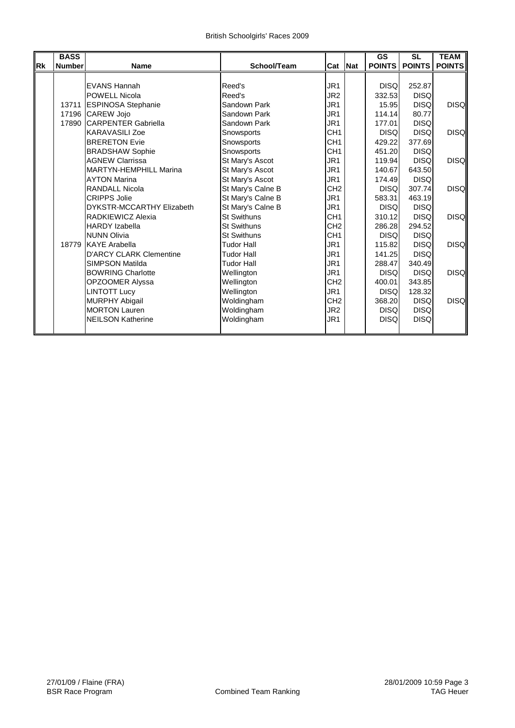# British Schoolgirls' Races 2009

| Rk | BASS Number | Name | School/Team | Cat | Nat | GS POINTS | SL POINTS | TEAM POINTS |
|---|---|---|---|---|---|---|---|---|
| | | EVANS Hannah | Reed's | JR1 | | DISQ | 252.87 | |
| | | POWELL Nicola | Reed's | JR2 | | 332.53 | DISQ | |
| | 13711 | ESPINOSA Stephanie | Sandown Park | JR1 | | 15.95 | DISQ | DISQ |
| | 17196 | CAREW Jojo | Sandown Park | JR1 | | 114.14 | 80.77 | |
| | 17890 | CARPENTER Gabriella | Sandown Park | JR1 | | 177.01 | DISQ | |
| | | KARAVASILI Zoe | Snowsports | CH1 | | DISQ | DISQ | DISQ |
| | | BRERETON Evie | Snowsports | CH1 | | 429.22 | 377.69 | |
| | | BRADSHAW Sophie | Snowsports | CH1 | | 451.20 | DISQ | |
| | | AGNEW Clarrissa | St Mary's Ascot | JR1 | | 119.94 | DISQ | DISQ |
| | | MARTYN-HEMPHILL Marina | St Mary's Ascot | JR1 | | 140.67 | 643.50 | |
| | | AYTON Marina | St Mary's Ascot | JR1 | | 174.49 | DISQ | |
| | | RANDALL Nicola | St Mary's Calne B | CH2 | | DISQ | 307.74 | DISQ |
| | | CRIPPS Jolie | St Mary's Calne B | JR1 | | 583.31 | 463.19 | |
| | | DYKSTR-MCCARTHY Elizabeth | St Mary's Calne B | JR1 | | DISQ | DISQ | |
| | | RADKIEWICZ Alexia | St Swithuns | CH1 | | 310.12 | DISQ | DISQ |
| | | HARDY Izabella | St Swithuns | CH2 | | 286.28 | 294.52 | |
| | | NUNN Olivia | St Swithuns | CH1 | | DISQ | DISQ | |
| | 18779 | KAYE Arabella | Tudor Hall | JR1 | | 115.82 | DISQ | DISQ |
| | | D'ARCY CLARK Clementine | Tudor Hall | JR1 | | 141.25 | DISQ | |
| | | SIMPSON Matilda | Tudor Hall | JR1 | | 288.47 | 340.49 | |
| | | BOWRING Charlotte | Wellington | JR1 | | DISQ | DISQ | DISQ |
| | | OPZOOMER Alyssa | Wellington | CH2 | | 400.01 | 343.85 | |
| | | LINTOTT Lucy | Wellington | JR1 | | DISQ | 128.32 | |
| | | MURPHY Abigail | Woldingham | CH2 | | 368.20 | DISQ | DISQ |
| | | MORTON Lauren | Woldingham | JR2 | | DISQ | DISQ | |
| | | NEILSON Katherine | Woldingham | JR1 | | DISQ | DISQ | |

27/01/09 / Flaine (FRA)
BSR Race Program

Combined Team Ranking

28/01/2009 10:59
TAG Heuer